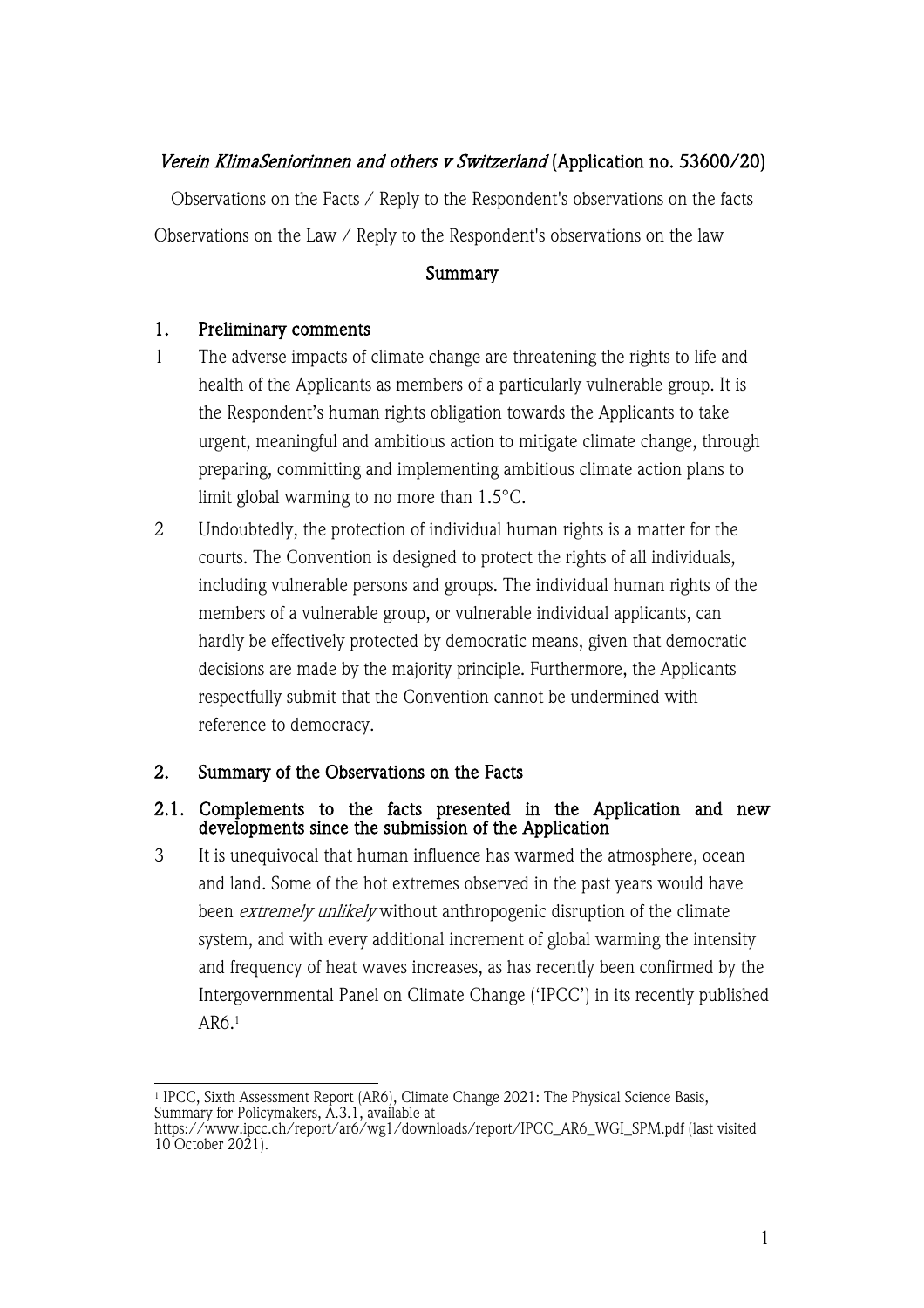*Verein KlimaSeniorinnen and others v Switzerland* **(Application no. 53600/20)**

Observations on the Facts / Reply to the Respondent's observations on the facts

Observations on the Law / Reply to the Respondent's observations on the law

**Summary**

## 1. Preliminary comments

1 The adverse impacts of climate change are threatening the rights to life and health of the Applicants as members of a particularly vulnerable group. It is the Respondent's human rights obligation towards the Applicants to take urgent, meaningful and ambitious action to mitigate climate change, through preparing, committing and implementing ambitious climate action plans to limit global warming to no more than 1.5°C.

2 Undoubtedly, the protection of individual human rights is a matter for the courts. The Convention is designed to protect the rights of all individuals, including vulnerable persons and groups. The individual human rights of the members of a vulnerable group, or vulnerable individual applicants, can hardly be effectively protected by democratic means, given that democratic decisions are made by the majority principle. Furthermore, the Applicants respectfully submit that the Convention cannot be undermined with reference to democracy.

## 2. Summary of the Observations on the Facts

### 2.1. Complements to the facts presented in the Application and new developments since the submission of the Application

3 It is unequivocal that human influence has warmed the atmosphere, ocean and land. Some of the hot extremes observed in the past years would have been *extremely unlikely* without anthropogenic disruption of the climate system, and with every additional increment of global warming the intensity and frequency of heat waves increases, as has recently been confirmed by the Intergovernmental Panel on Climate Change ('IPCC') in its recently published AR6.[1]

[1] IPCC, Sixth Assessment Report (AR6), Climate Change 2021: The Physical Science Basis, Summary for Policymakers, A.3.1, available at https://www.ipcc.ch/report/ar6/wg1/downloads/report/IPCC_AR6_WGI_SPM.pdf (last visited 10 October 2021).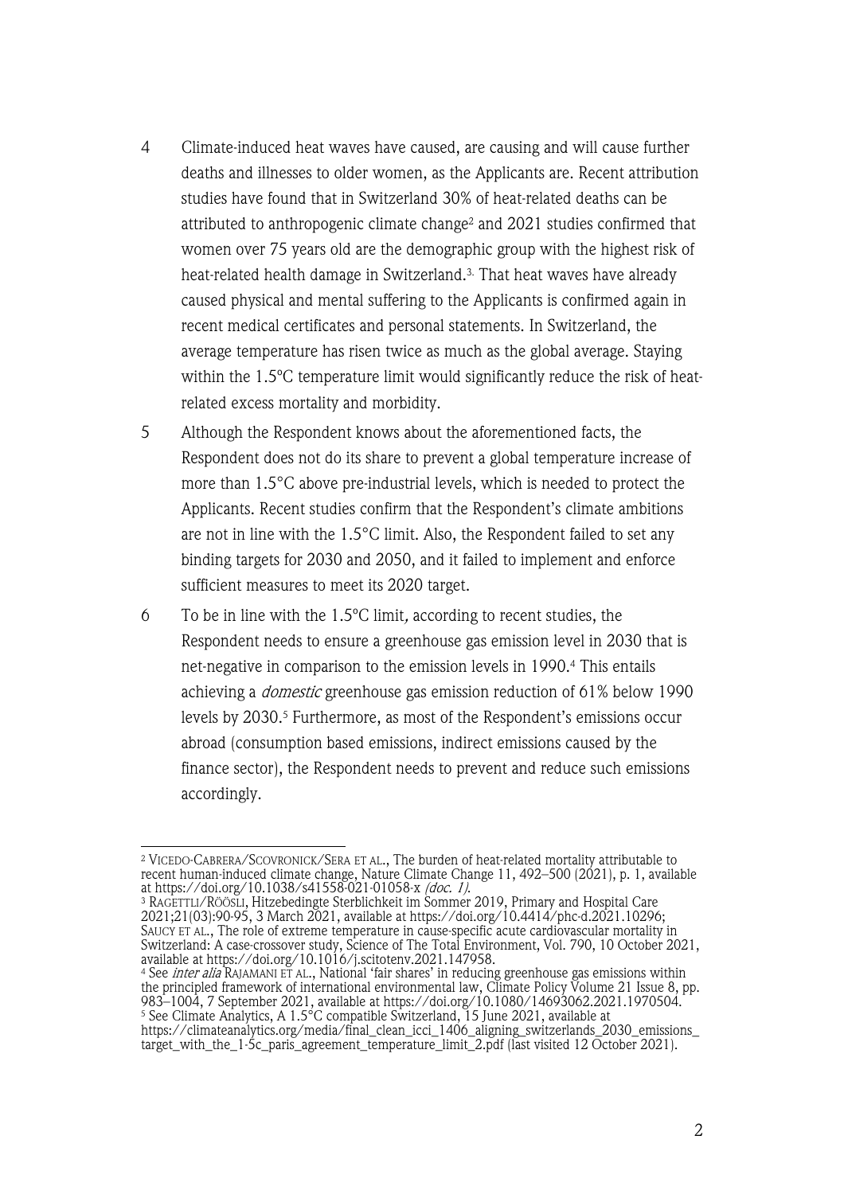4 Climate-induced heat waves have caused, are causing and will cause further deaths and illnesses to older women, as the Applicants are. Recent attribution studies have found that in Switzerland 30% of heat-related deaths can be attributed to anthropogenic climate change[2] and 2021 studies confirmed that women over 75 years old are the demographic group with the highest risk of heat-related health damage in Switzerland.[3]. That heat waves have already caused physical and mental suffering to the Applicants is confirmed again in recent medical certificates and personal statements. In Switzerland, the average temperature has risen twice as much as the global average. Staying within the 1.5°C temperature limit would significantly reduce the risk of heat-related excess mortality and morbidity.

5 Although the Respondent knows about the aforementioned facts, the Respondent does not do its share to prevent a global temperature increase of more than 1.5°C above pre-industrial levels, which is needed to protect the Applicants. Recent studies confirm that the Respondent's climate ambitions are not in line with the 1.5°C limit. Also, the Respondent failed to set any binding targets for 2030 and 2050, and it failed to implement and enforce sufficient measures to meet its 2020 target.

6 To be in line with the 1.5°C limit, according to recent studies, the Respondent needs to ensure a greenhouse gas emission level in 2030 that is net-negative in comparison to the emission levels in 1990.[4] This entails achieving a *domestic* greenhouse gas emission reduction of 61% below 1990 levels by 2030.[5] Furthermore, as most of the Respondent's emissions occur abroad (consumption based emissions, indirect emissions caused by the finance sector), the Respondent needs to prevent and reduce such emissions accordingly.

---

[2] VICEDO-CABRERA/SCOVRONICK/SERA ET AL., The burden of heat-related mortality attributable to recent human-induced climate change, Nature Climate Change 11, 492–500 (2021), p. 1, available at https://doi.org/10.1038/s41558-021-01058-x *(doc. 1)*.

[3] RAGETTLI/RÖÖSLI, Hitzebedingte Sterblichkeit im Sommer 2019, Primary and Hospital Care 2021;21(03):90-95, 3 March 2021, available at https://doi.org/10.4414/phc-d.2021.10296; SAUCY ET AL., The role of extreme temperature in cause-specific acute cardiovascular mortality in Switzerland: A case-crossover study, Science of The Total Environment, Vol. 790, 10 October 2021, available at https://doi.org/10.1016/j.scitotenv.2021.147958.

[4] See *inter alia* RAJAMANI ET AL., National 'fair shares' in reducing greenhouse gas emissions within the principled framework of international environmental law, Climate Policy Volume 21 Issue 8, pp. 983–1004, 7 September 2021, available at https://doi.org/10.1080/14693062.2021.1970504.

[5] See Climate Analytics, A 1.5°C compatible Switzerland, 15 June 2021, available at https://climateanalytics.org/media/final_clean_icci_1406_aligning_switzerlands_2030_emissions_target_with_the_1-5c_paris_agreement_temperature_limit_2.pdf (last visited 12 October 2021).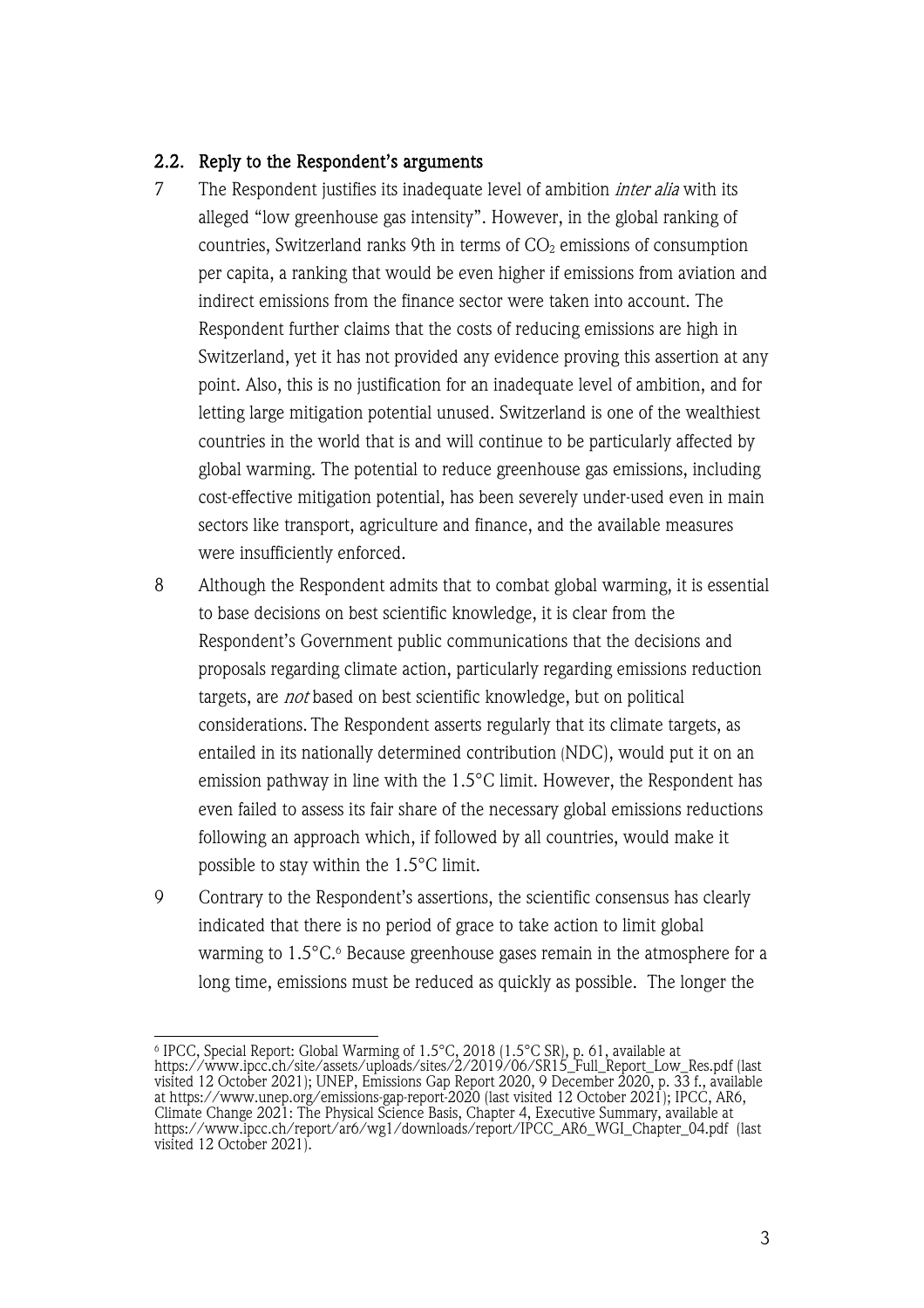### 2.2. Reply to the Respondent's arguments

7 The Respondent justifies its inadequate level of ambition *inter alia* with its alleged "low greenhouse gas intensity". However, in the global ranking of countries, Switzerland ranks 9th in terms of $CO_2$ emissions of consumption per capita, a ranking that would be even higher if emissions from aviation and indirect emissions from the finance sector were taken into account. The Respondent further claims that the costs of reducing emissions are high in Switzerland, yet it has not provided any evidence proving this assertion at any point. Also, this is no justification for an inadequate level of ambition, and for letting large mitigation potential unused. Switzerland is one of the wealthiest countries in the world that is and will continue to be particularly affected by global warming. The potential to reduce greenhouse gas emissions, including cost-effective mitigation potential, has been severely under-used even in main sectors like transport, agriculture and finance, and the available measures were insufficiently enforced.

8 Although the Respondent admits that to combat global warming, it is essential to base decisions on best scientific knowledge, it is clear from the Respondent's Government public communications that the decisions and proposals regarding climate action, particularly regarding emissions reduction targets, are *not* based on best scientific knowledge, but on political considerations. The Respondent asserts regularly that its climate targets, as entailed in its nationally determined contribution (NDC), would put it on an emission pathway in line with the 1.5°C limit. However, the Respondent has even failed to assess its fair share of the necessary global emissions reductions following an approach which, if followed by all countries, would make it possible to stay within the 1.5°C limit.

9 Contrary to the Respondent's assertions, the scientific consensus has clearly indicated that there is no period of grace to take action to limit global warming to 1.5°C.[6] Because greenhouse gases remain in the atmosphere for a long time, emissions must be reduced as quickly as possible. The longer the

---

[6] IPCC, Special Report: Global Warming of 1.5°C, 2018 (1.5°C SR), p. 61, available at https://www.ipcc.ch/site/assets/uploads/sites/2/2019/06/SR15_Full_Report_Low_Res.pdf (last visited 12 October 2021); UNEP, Emissions Gap Report 2020, 9 December 2020, p. 33 f., available at https://www.unep.org/emissions-gap-report-2020 (last visited 12 October 2021); IPCC, AR6, Climate Change 2021: The Physical Science Basis, Chapter 4, Executive Summary, available at https://www.ipcc.ch/report/ar6/wg1/downloads/report/IPCC_AR6_WGI_Chapter_04.pdf (last visited 12 October 2021).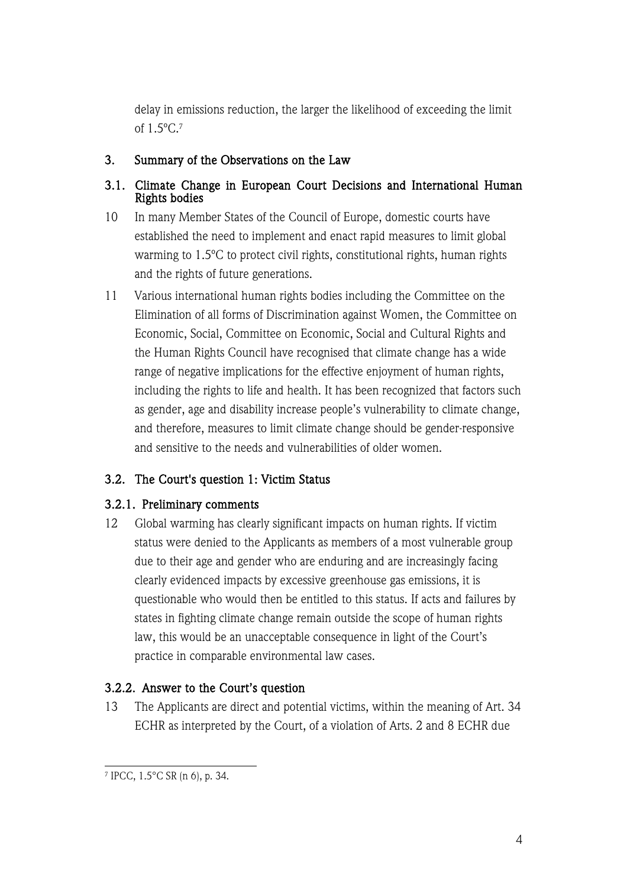delay in emissions reduction, the larger the likelihood of exceeding the limit of 1.5°C.[7]

## 3. Summary of the Observations on the Law

### 3.1. Climate Change in European Court Decisions and International Human Rights bodies

10 In many Member States of the Council of Europe, domestic courts have established the need to implement and enact rapid measures to limit global warming to 1.5°C to protect civil rights, constitutional rights, human rights and the rights of future generations.

11 Various international human rights bodies including the Committee on the Elimination of all forms of Discrimination against Women, the Committee on Economic, Social, Committee on Economic, Social and Cultural Rights and the Human Rights Council have recognised that climate change has a wide range of negative implications for the effective enjoyment of human rights, including the rights to life and health. It has been recognized that factors such as gender, age and disability increase people's vulnerability to climate change, and therefore, measures to limit climate change should be gender-responsive and sensitive to the needs and vulnerabilities of older women.

### 3.2. The Court's question 1: Victim Status

#### 3.2.1. Preliminary comments

12 Global warming has clearly significant impacts on human rights. If victim status were denied to the Applicants as members of a most vulnerable group due to their age and gender who are enduring and are increasingly facing clearly evidenced impacts by excessive greenhouse gas emissions, it is questionable who would then be entitled to this status. If acts and failures by states in fighting climate change remain outside the scope of human rights law, this would be an unacceptable consequence in light of the Court's practice in comparable environmental law cases.

#### 3.2.2. Answer to the Court's question

13 The Applicants are direct and potential victims, within the meaning of Art. 34 ECHR as interpreted by the Court, of a violation of Arts. 2 and 8 ECHR due

---

[7] IPCC, 1.5°C SR (n 6), p. 34.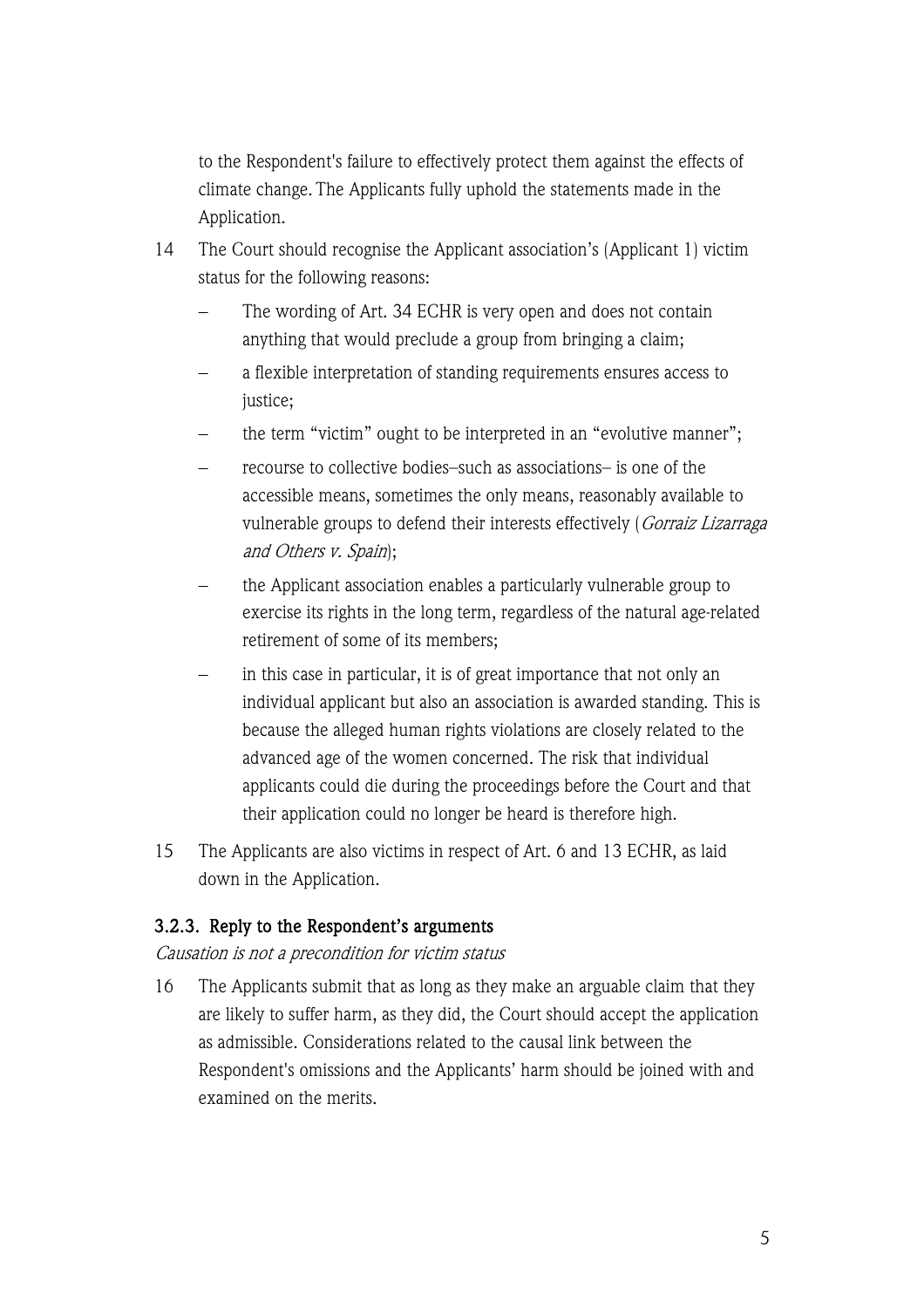to the Respondent's failure to effectively protect them against the effects of climate change. The Applicants fully uphold the statements made in the Application.

14 The Court should recognise the Applicant association's (Applicant 1) victim status for the following reasons:

- The wording of Art. 34 ECHR is very open and does not contain anything that would preclude a group from bringing a claim;
- a flexible interpretation of standing requirements ensures access to justice;
- the term "victim" ought to be interpreted in an "evolutive manner";
- recourse to collective bodies–such as associations– is one of the accessible means, sometimes the only means, reasonably available to vulnerable groups to defend their interests effectively (*Gorraiz Lizarraga and Others v. Spain*);
- the Applicant association enables a particularly vulnerable group to exercise its rights in the long term, regardless of the natural age-related retirement of some of its members;
- in this case in particular, it is of great importance that not only an individual applicant but also an association is awarded standing. This is because the alleged human rights violations are closely related to the advanced age of the women concerned. The risk that individual applicants could die during the proceedings before the Court and that their application could no longer be heard is therefore high.

15 The Applicants are also victims in respect of Art. 6 and 13 ECHR, as laid down in the Application.

### 3.2.3. Reply to the Respondent's arguments

*Causation is not a precondition for victim status*

16 The Applicants submit that as long as they make an arguable claim that they are likely to suffer harm, as they did, the Court should accept the application as admissible. Considerations related to the causal link between the Respondent's omissions and the Applicants' harm should be joined with and examined on the merits.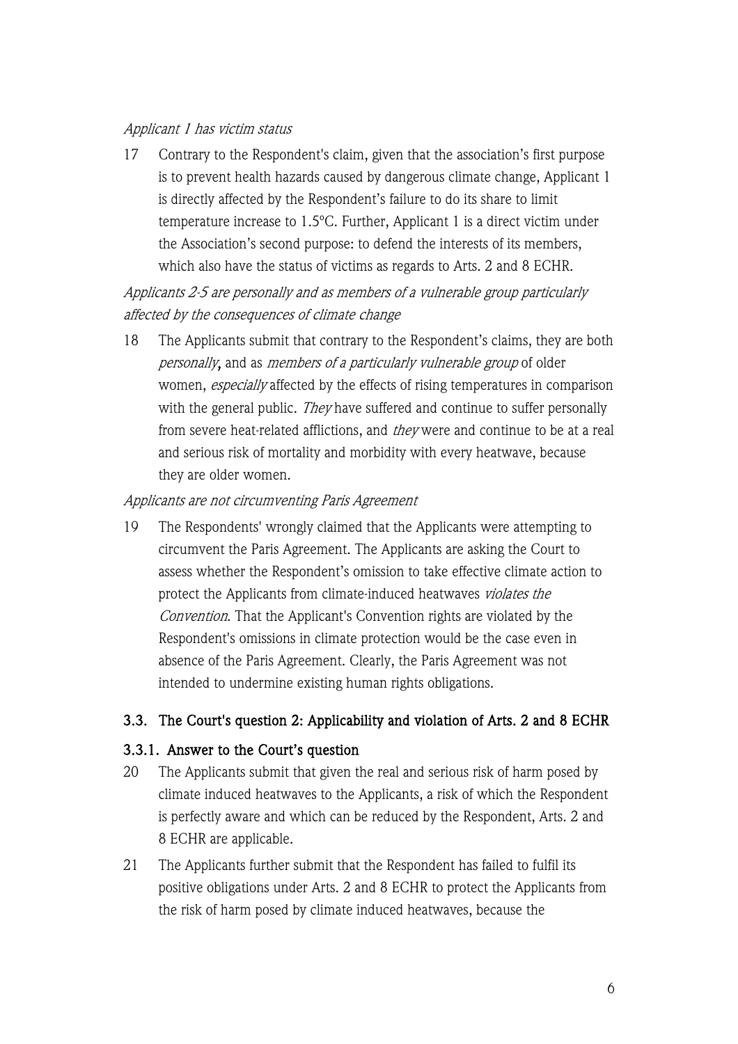*Applicant 1 has victim status*

17 Contrary to the Respondent's claim, given that the association's first purpose is to prevent health hazards caused by dangerous climate change, Applicant 1 is directly affected by the Respondent's failure to do its share to limit temperature increase to 1.5°C. Further, Applicant 1 is a direct victim under the Association's second purpose: to defend the interests of its members, which also have the status of victims as regards to Arts. 2 and 8 ECHR.

*Applicants 2-5 are personally and as members of a vulnerable group particularly affected by the consequences of climate change*

18 The Applicants submit that contrary to the Respondent's claims, they are both *personally*, and as *members of a particularly vulnerable group* of older women, *especially* affected by the effects of rising temperatures in comparison with the general public. *They* have suffered and continue to suffer personally from severe heat-related afflictions, and *they* were and continue to be at a real and serious risk of mortality and morbidity with every heatwave, because they are older women.

*Applicants are not circumventing Paris Agreement*

19 The Respondents' wrongly claimed that the Applicants were attempting to circumvent the Paris Agreement. The Applicants are asking the Court to assess whether the Respondent's omission to take effective climate action to protect the Applicants from climate-induced heatwaves *violates the Convention*. That the Applicant's Convention rights are violated by the Respondent's omissions in climate protection would be the case even in absence of the Paris Agreement. Clearly, the Paris Agreement was not intended to undermine existing human rights obligations.

### 3.3. The Court's question 2: Applicability and violation of Arts. 2 and 8 ECHR

#### 3.3.1. Answer to the Court's question

20 The Applicants submit that given the real and serious risk of harm posed by climate induced heatwaves to the Applicants, a risk of which the Respondent is perfectly aware and which can be reduced by the Respondent, Arts. 2 and 8 ECHR are applicable.

21 The Applicants further submit that the Respondent has failed to fulfil its positive obligations under Arts. 2 and 8 ECHR to protect the Applicants from the risk of harm posed by climate induced heatwaves, because the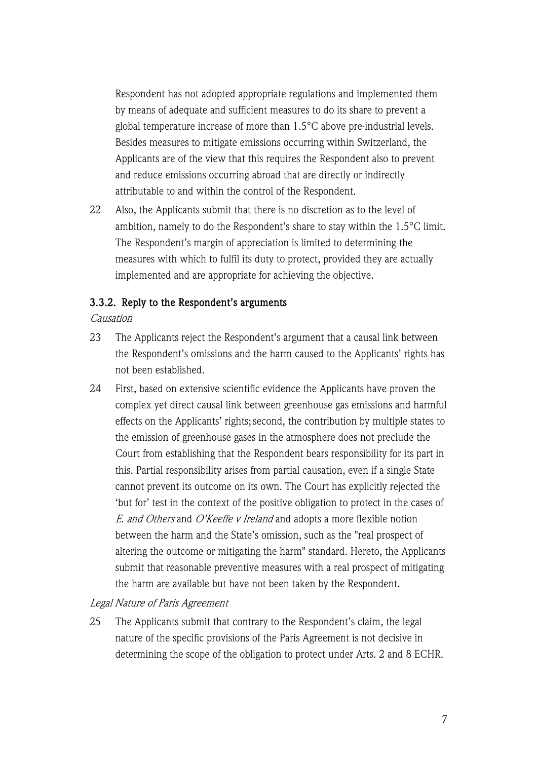Respondent has not adopted appropriate regulations and implemented them by means of adequate and sufficient measures to do its share to prevent a global temperature increase of more than 1.5°C above pre-industrial levels. Besides measures to mitigate emissions occurring within Switzerland, the Applicants are of the view that this requires the Respondent also to prevent and reduce emissions occurring abroad that are directly or indirectly attributable to and within the control of the Respondent.

22 Also, the Applicants submit that there is no discretion as to the level of ambition, namely to do the Respondent's share to stay within the 1.5°C limit. The Respondent's margin of appreciation is limited to determining the measures with which to fulfil its duty to protect, provided they are actually implemented and are appropriate for achieving the objective.

### 3.3.2. Reply to the Respondent's arguments

*Causation*

23 The Applicants reject the Respondent's argument that a causal link between the Respondent's omissions and the harm caused to the Applicants' rights has not been established.

24 First, based on extensive scientific evidence the Applicants have proven the complex yet direct causal link between greenhouse gas emissions and harmful effects on the Applicants' rights; second, the contribution by multiple states to the emission of greenhouse gases in the atmosphere does not preclude the Court from establishing that the Respondent bears responsibility for its part in this. Partial responsibility arises from partial causation, even if a single State cannot prevent its outcome on its own. The Court has explicitly rejected the 'but for' test in the context of the positive obligation to protect in the cases of *E. and Others* and *O'Keeffe v Ireland* and adopts a more flexible notion between the harm and the State's omission, such as the "real prospect of altering the outcome or mitigating the harm" standard. Hereto, the Applicants submit that reasonable preventive measures with a real prospect of mitigating the harm are available but have not been taken by the Respondent.

*Legal Nature of Paris Agreement*

25 The Applicants submit that contrary to the Respondent's claim, the legal nature of the specific provisions of the Paris Agreement is not decisive in determining the scope of the obligation to protect under Arts. 2 and 8 ECHR.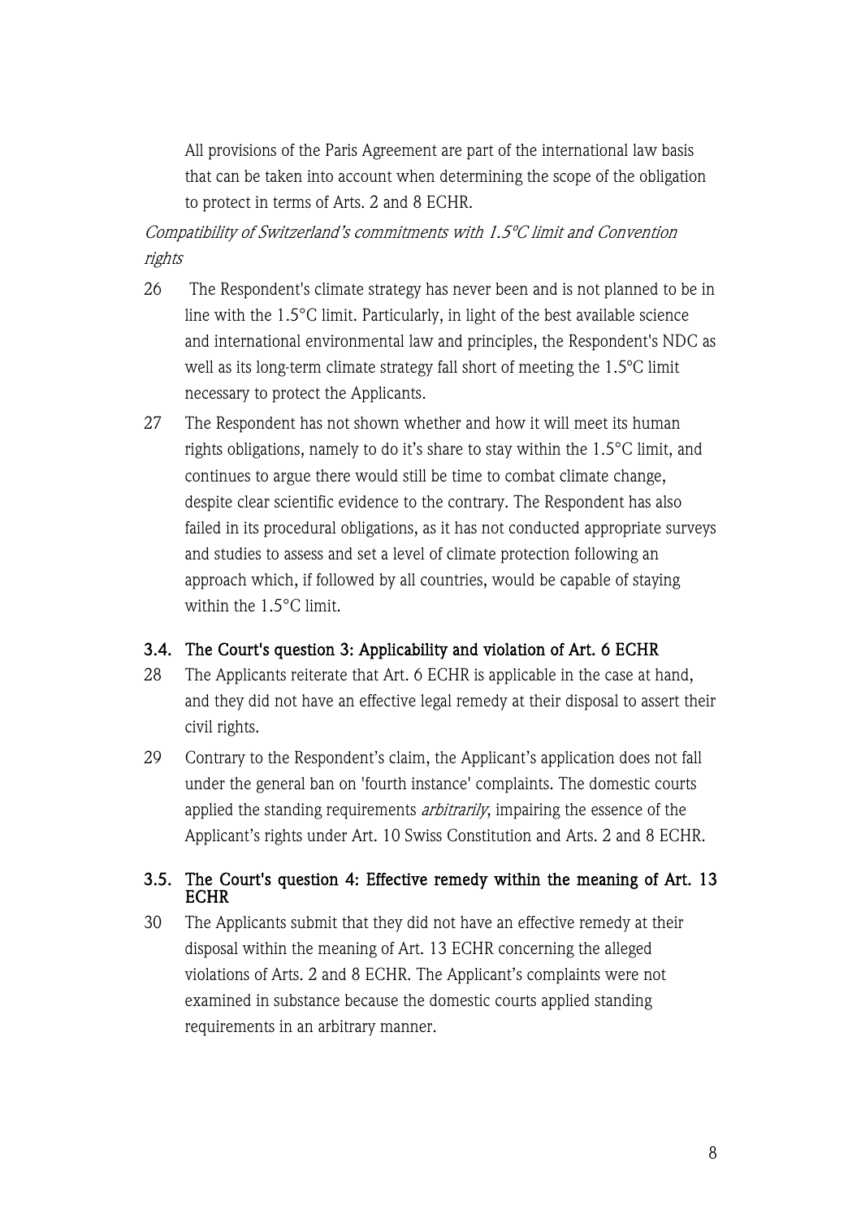All provisions of the Paris Agreement are part of the international law basis that can be taken into account when determining the scope of the obligation to protect in terms of Arts. 2 and 8 ECHR.

*Compatibility of Switzerland's commitments with 1.5°C limit and Convention rights*

26 The Respondent's climate strategy has never been and is not planned to be in line with the 1.5°C limit. Particularly, in light of the best available science and international environmental law and principles, the Respondent's NDC as well as its long-term climate strategy fall short of meeting the 1.5°C limit necessary to protect the Applicants.

27 The Respondent has not shown whether and how it will meet its human rights obligations, namely to do it's share to stay within the 1.5°C limit, and continues to argue there would still be time to combat climate change, despite clear scientific evidence to the contrary. The Respondent has also failed in its procedural obligations, as it has not conducted appropriate surveys and studies to assess and set a level of climate protection following an approach which, if followed by all countries, would be capable of staying within the 1.5°C limit.

### 3.4. The Court's question 3: Applicability and violation of Art. 6 ECHR

28 The Applicants reiterate that Art. 6 ECHR is applicable in the case at hand, and they did not have an effective legal remedy at their disposal to assert their civil rights.

29 Contrary to the Respondent's claim, the Applicant's application does not fall under the general ban on 'fourth instance' complaints. The domestic courts applied the standing requirements *arbitrarily*, impairing the essence of the Applicant's rights under Art. 10 Swiss Constitution and Arts. 2 and 8 ECHR.

### 3.5. The Court's question 4: Effective remedy within the meaning of Art. 13 ECHR

30 The Applicants submit that they did not have an effective remedy at their disposal within the meaning of Art. 13 ECHR concerning the alleged violations of Arts. 2 and 8 ECHR. The Applicant's complaints were not examined in substance because the domestic courts applied standing requirements in an arbitrary manner.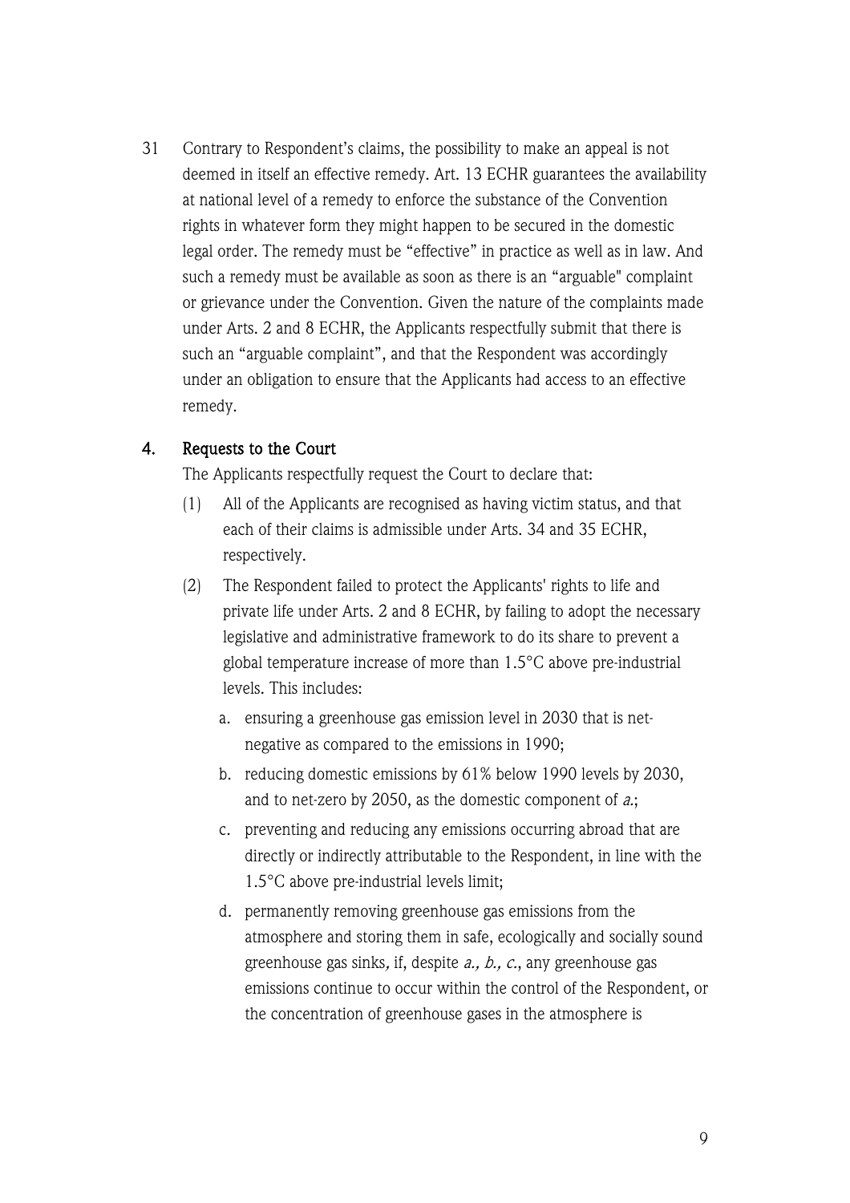31 Contrary to Respondent's claims, the possibility to make an appeal is not deemed in itself an effective remedy. Art. 13 ECHR guarantees the availability at national level of a remedy to enforce the substance of the Convention rights in whatever form they might happen to be secured in the domestic legal order. The remedy must be "effective" in practice as well as in law. And such a remedy must be available as soon as there is an "arguable" complaint or grievance under the Convention. Given the nature of the complaints made under Arts. 2 and 8 ECHR, the Applicants respectfully submit that there is such an "arguable complaint", and that the Respondent was accordingly under an obligation to ensure that the Applicants had access to an effective remedy.

## 4. Requests to the Court

The Applicants respectfully request the Court to declare that:

(1) All of the Applicants are recognised as having victim status, and that each of their claims is admissible under Arts. 34 and 35 ECHR, respectively.

(2) The Respondent failed to protect the Applicants' rights to life and private life under Arts. 2 and 8 ECHR, by failing to adopt the necessary legislative and administrative framework to do its share to prevent a global temperature increase of more than 1.5°C above pre-industrial levels. This includes:

   a. ensuring a greenhouse gas emission level in 2030 that is net-negative as compared to the emissions in 1990;

   b. reducing domestic emissions by 61% below 1990 levels by 2030, and to net-zero by 2050, as the domestic component of *a.*;

   c. preventing and reducing any emissions occurring abroad that are directly or indirectly attributable to the Respondent, in line with the 1.5°C above pre-industrial levels limit;

   d. permanently removing greenhouse gas emissions from the atmosphere and storing them in safe, ecologically and socially sound greenhouse gas sinks, if, despite *a., b., c.*, any greenhouse gas emissions continue to occur within the control of the Respondent, or the concentration of greenhouse gases in the atmosphere is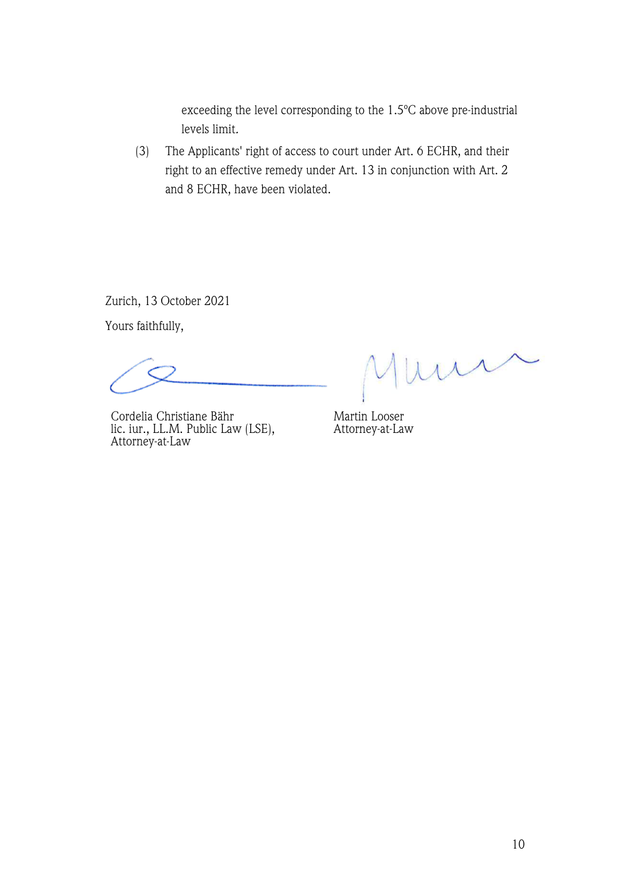exceeding the level corresponding to the 1.5°C above pre-industrial levels limit.

(3) The Applicants' right of access to court under Art. 6 ECHR, and their right to an effective remedy under Art. 13 in conjunction with Art. 2 and 8 ECHR, have been violated.

Zurich, 13 October 2021

Yours faithfully,

Cordelia Christiane Bähr
lic. iur., LL.M. Public Law (LSE),
Attorney-at-Law

Martin Looser
Attorney-at-Law